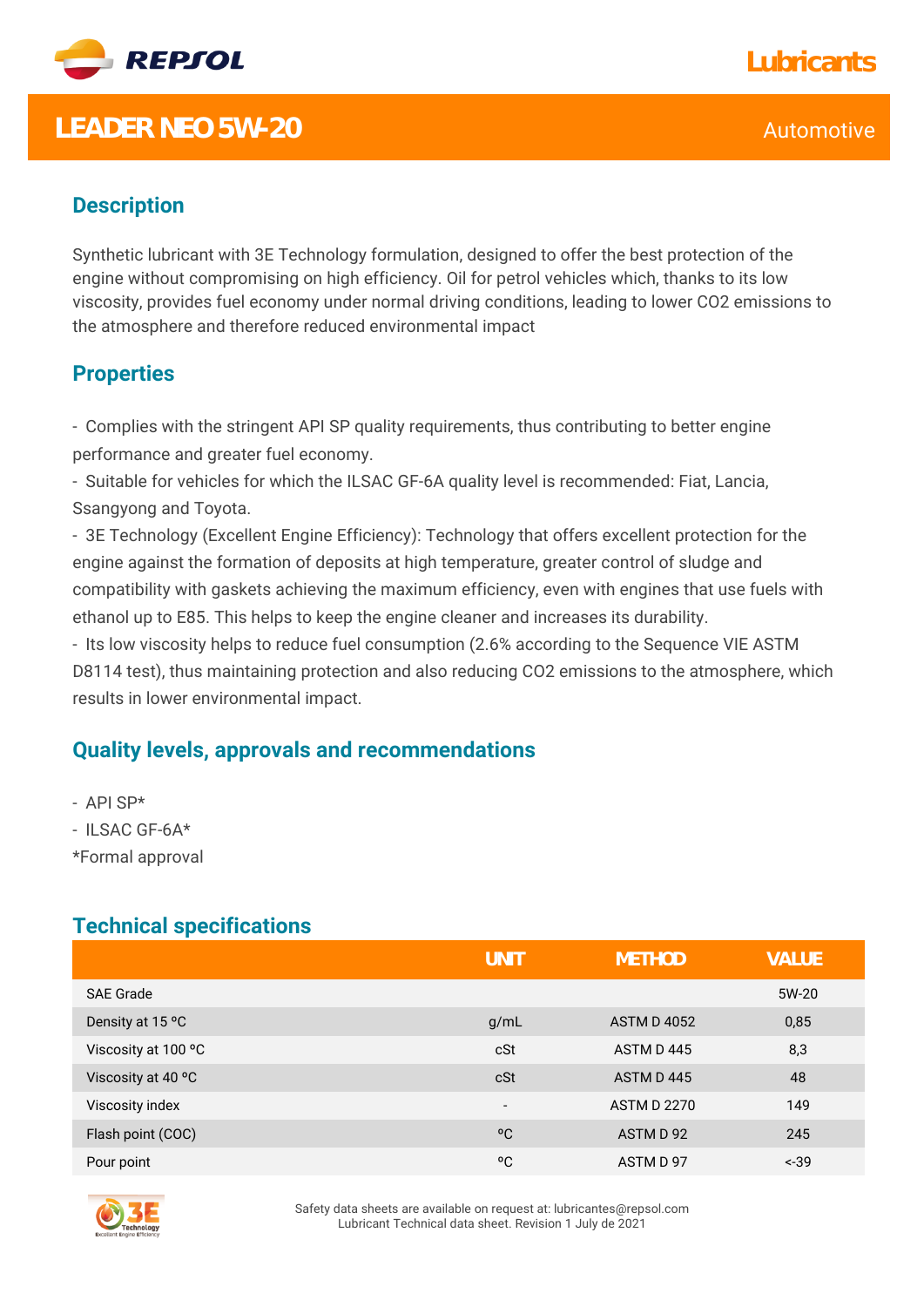# LEADER NEO 5W-20

Automotive

## Description

Synthetic lubricant with 3E Technology formulation, designed to offer the best protection of the engine without compromising on high efficiency. Oil for petrol vehicles which, thanks to its low viscosity, provides fuel economy under normal driving conditions, leading to lower $CO_2$ emissions to the atmosphere and therefore reduced environmental impact

## Properties

- Complies with the stringent API SP quality requirements, thus contributing to better engine performance and greater fuel economy.
- Suitable for vehicles for which the ILSAC GF-6A quality level is recommended: Fiat, Lancia, Ssangyong and Toyota.
- 3E Technology (Excellent Engine Efficiency): Technology that offers excellent protection for the engine against the formation of deposits at high temperature, greater control of sludge and compatibility with gaskets achieving the maximum efficiency, even with engines that use fuels with ethanol up to E85. This helps to keep the engine cleaner and increases its durability.
- Its low viscosity helps to reduce fuel consumption (2.6% according to the Sequence VIE ASTM D8114 test), thus maintaining protection and also reducing $CO_2$ emissions to the atmosphere, which results in lower environmental impact.

## Quality levels, approvals and recommendations

- API SP*
- ILSAC GF-6A*

*Formal approval

## Technical specifications

| | UNIT | METHOD | VALUE |
|---|---|---|---|
| SAE Grade | | | 5W-20 |
| Density at 15 ºC | g/mL | ASTM D 4052 | 0,85 |
| Viscosity at 100 ºC | cSt | ASTM D 445 | 8,3 |
| Viscosity at 40 ºC | cSt | ASTM D 445 | 48 |
| Viscosity index | - | ASTM D 2270 | 149 |
| Flash point (COC) | ºC | ASTM D 92 | 245 |
| Pour point | ºC | ASTM D 97 | <-39 |

Safety data sheets are available on request at: lubricantes@repsol.com
Lubricant Technical data sheet. Revision 1 July de 2021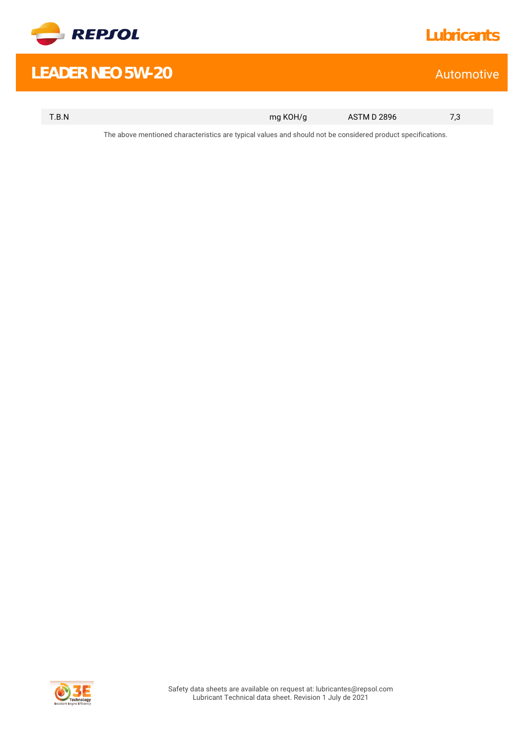| | | | |
|---|---|---|---|
| T.B.N | mg KOH/g | ASTM D 2896 | 7,3 |

The above mentioned characteristics are typical values and should not be considered product specifications.

Safety data sheets are available on request at: lubricantes@repsol.com
Lubricant Technical data sheet. Revision 1 July de 2021